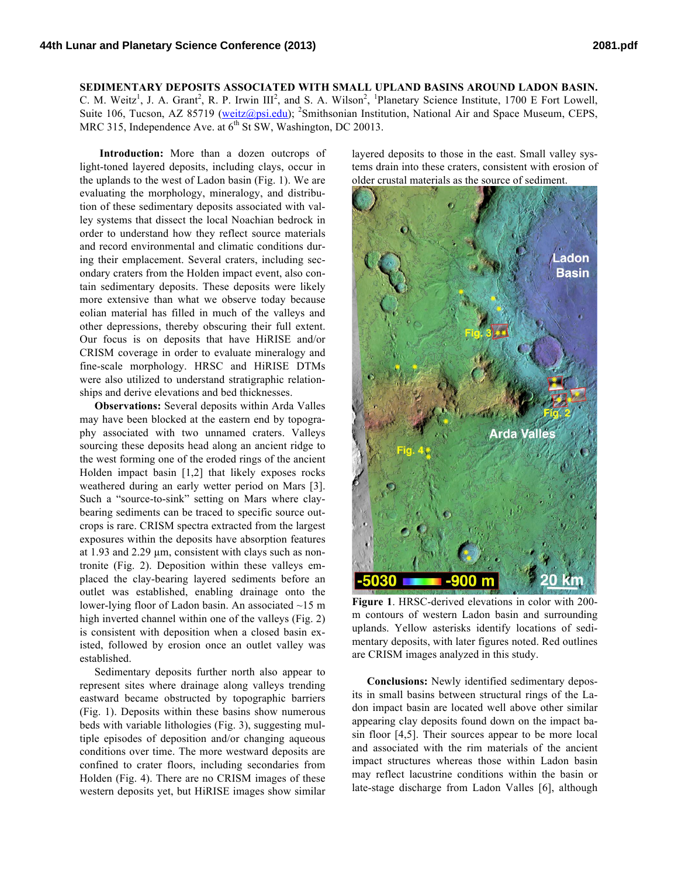# SEDIMENTARY DEPOSITS ASSOCIATED WITH SMALL UPLAND BASINS AROUND LADON BASIN.

C. M. Weitz[1], J. A. Grant[2], R. P. Irwin III[2], and S. A. Wilson[2], [1]Planetary Science Institute, 1700 E Fort Lowell, Suite 106, Tucson, AZ 85719 (weitz@psi.edu); [2]Smithsonian Institution, National Air and Space Museum, CEPS, MRC 315, Independence Ave. at 6th St SW, Washington, DC 20013.

**Introduction:** More than a dozen outcrops of light-toned layered deposits, including clays, occur in the uplands to the west of Ladon basin (Fig. 1). We are evaluating the morphology, mineralogy, and distribution of these sedimentary deposits associated with valley systems that dissect the local Noachian bedrock in order to understand how they reflect source materials and record environmental and climatic conditions during their emplacement. Several craters, including secondary craters from the Holden impact event, also contain sedimentary deposits. These deposits were likely more extensive than what we observe today because eolian material has filled in much of the valleys and other depressions, thereby obscuring their full extent. Our focus is on deposits that have HiRISE and/or CRISM coverage in order to evaluate mineralogy and fine-scale morphology. HRSC and HiRISE DTMs were also utilized to understand stratigraphic relationships and derive elevations and bed thicknesses.

**Observations:** Several deposits within Arda Valles may have been blocked at the eastern end by topography associated with two unnamed craters. Valleys sourcing these deposits head along an ancient ridge to the west forming one of the eroded rings of the ancient Holden impact basin [1,2] that likely exposes rocks weathered during an early wetter period on Mars [3]. Such a "source-to-sink" setting on Mars where clay-bearing sediments can be traced to specific source outcrops is rare. CRISM spectra extracted from the largest exposures within the deposits have absorption features at 1.93 and 2.29 µm, consistent with clays such as nontronite (Fig. 2). Deposition within these valleys emplaced the clay-bearing layered sediments before an outlet was established, enabling drainage onto the lower-lying floor of Ladon basin. An associated ~15 m high inverted channel within one of the valleys (Fig. 2) is consistent with deposition when a closed basin existed, followed by erosion once an outlet valley was established.

Sedimentary deposits further north also appear to represent sites where drainage along valleys trending eastward became obstructed by topographic barriers (Fig. 1). Deposits within these basins show numerous beds with variable lithologies (Fig. 3), suggesting multiple episodes of deposition and/or changing aqueous conditions over time. The more westward deposits are confined to crater floors, including secondaries from Holden (Fig. 4). There are no CRISM images of these western deposits yet, but HiRISE images show similar layered deposits to those in the east. Small valley systems drain into these craters, consistent with erosion of older crustal materials as the source of sediment.

**Figure 1**. HRSC-derived elevations in color with 200-m contours of western Ladon basin and surrounding uplands. Yellow asterisks identify locations of sedimentary deposits, with later figures noted. Red outlines are CRISM images analyzed in this study.

**Conclusions:** Newly identified sedimentary deposits in small basins between structural rings of the Ladon impact basin are located well above other similar appearing clay deposits found down on the impact basin floor [4,5]. Their sources appear to be more local and associated with the rim materials of the ancient impact structures whereas those within Ladon basin may reflect lacustrine conditions within the basin or late-stage discharge from Ladon Valles [6], although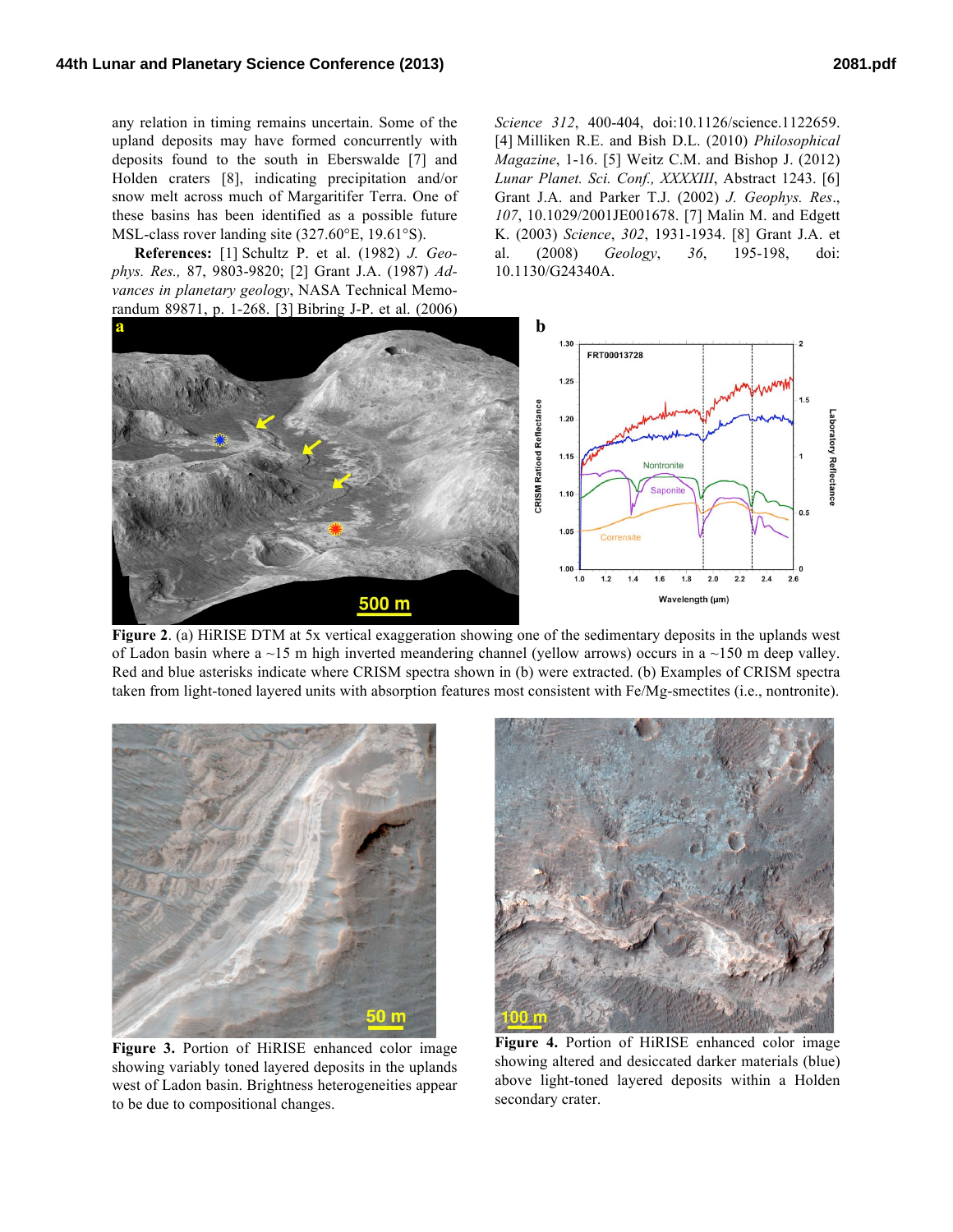any relation in timing remains uncertain. Some of the upland deposits may have formed concurrently with deposits found to the south in Eberswalde [7] and Holden craters [8], indicating precipitation and/or snow melt across much of Margaritifer Terra. One of these basins has been identified as a possible future MSL-class rover landing site (327.60°E, 19.61°S).

**References:** [1] Schultz P. et al. (1982) *J. Geophys. Res.,* 87, 9803-9820; [2] Grant J.A. (1987) *Advances in planetary geology*, NASA Technical Memorandum 89871, p. 1-268. [3] Bibring J-P. et al. (2006) *Science 312*, 400-404, doi:10.1126/science.1122659. [4] Milliken R.E. and Bish D.L. (2010) *Philosophical Magazine*, 1-16. [5] Weitz C.M. and Bishop J. (2012) *Lunar Planet. Sci. Conf., XXXXIII*, Abstract 1243. [6] Grant J.A. and Parker T.J. (2002) *J. Geophys. Res.*, *107*, 10.1029/2001JE001678. [7] Malin M. and Edgett K. (2003) *Science*, *302*, 1931-1934. [8] Grant J.A. et al. (2008) *Geology*, *36*, 195-198, doi: 10.1130/G24340A.

a

500 m

b

FRT00013728

CRISM Ratioed Reflectance

Laboratory Reflectance

1.30
1.25
1.20
1.15
1.10
1.05
1.00

2
1.5
1
0.5
0

Nontronite

Saponite

Corrensite

1.0 1.2 1.4 1.6 1.8 2.0 2.2 2.4 2.6

Wavelength (μm)

**Figure 2**. (a) HiRISE DTM at 5x vertical exaggeration showing one of the sedimentary deposits in the uplands west of Ladon basin where a ~15 m high inverted meandering channel (yellow arrows) occurs in a ~150 m deep valley. Red and blue asterisks indicate where CRISM spectra shown in (b) were extracted. (b) Examples of CRISM spectra taken from light-toned layered units with absorption features most consistent with Fe/Mg-smectites (i.e., nontronite).

50 m

**Figure 3.** Portion of HiRISE enhanced color image showing variably toned layered deposits in the uplands west of Ladon basin. Brightness heterogeneities appear to be due to compositional changes.

100 m

**Figure 4.** Portion of HiRISE enhanced color image showing altered and desiccated darker materials (blue) above light-toned layered deposits within a Holden secondary crater.